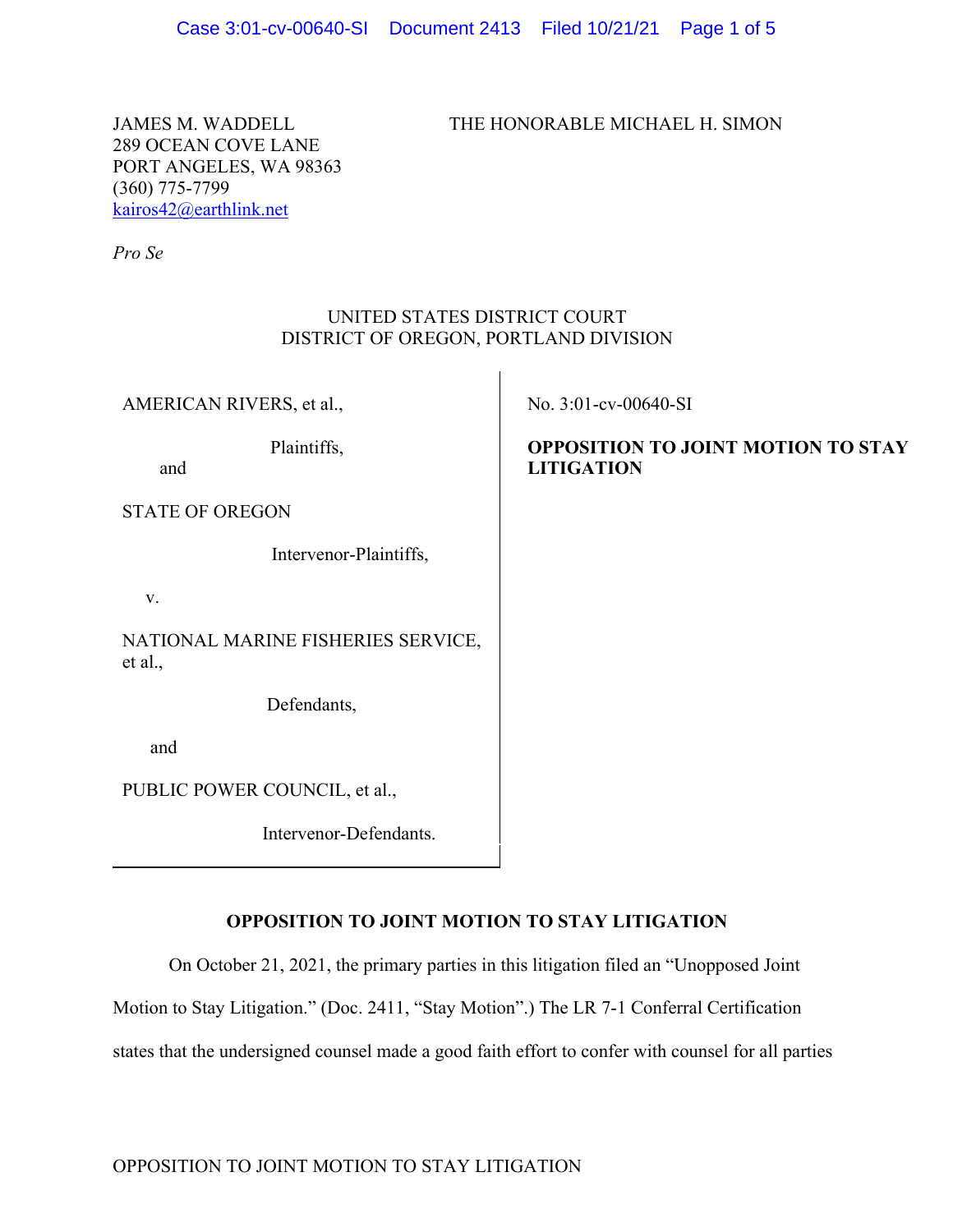JAMES M. WADDELL
289 OCEAN COVE LANE
PORT ANGELES, WA 98363
(360) 775-7799
kairos42@earthlink.net

*Pro Se*

THE HONORABLE MICHAEL H. SIMON

UNITED STATES DISTRICT COURT
DISTRICT OF OREGON, PORTLAND DIVISION

| | |
|---|---|
| AMERICAN RIVERS, et al.,<br><br>Plaintiffs,<br><br>and<br><br>STATE OF OREGON<br><br>Intervenor-Plaintiffs,<br><br>v.<br><br>NATIONAL MARINE FISHERIES SERVICE, et al.,<br><br>Defendants,<br><br>and<br><br>PUBLIC POWER COUNCIL, et al.,<br><br>Intervenor-Defendants. | No. 3:01-cv-00640-SI<br><br>**OPPOSITION TO JOINT MOTION TO STAY LITIGATION** |

**OPPOSITION TO JOINT MOTION TO STAY LITIGATION**

On October 21, 2021, the primary parties in this litigation filed an "Unopposed Joint Motion to Stay Litigation." (Doc. 2411, "Stay Motion".) The LR 7-1 Conferral Certification states that the undersigned counsel made a good faith effort to confer with counsel for all parties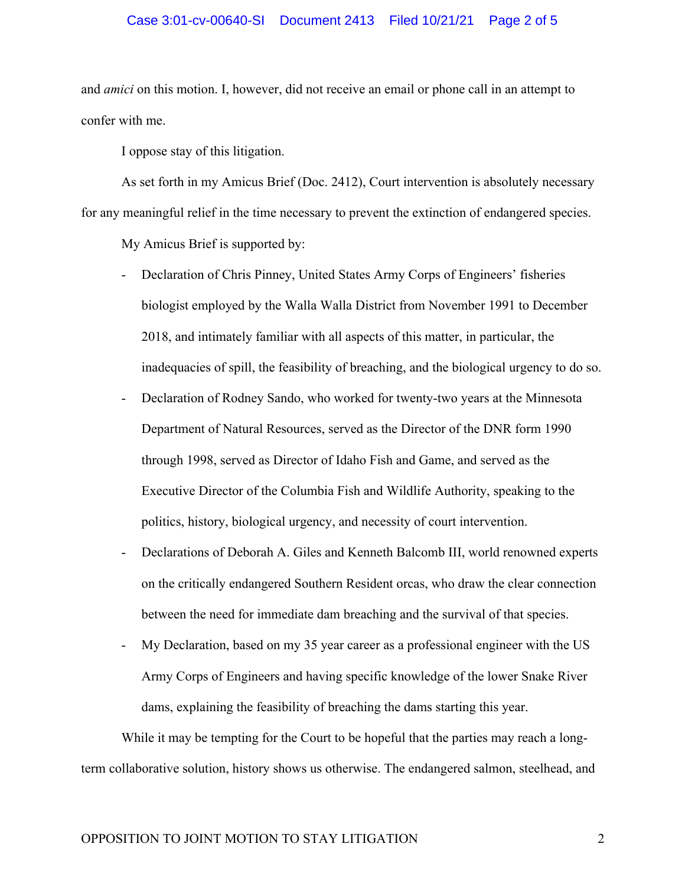and *amici* on this motion. I, however, did not receive an email or phone call in an attempt to confer with me.

I oppose stay of this litigation.

As set forth in my Amicus Brief (Doc. 2412), Court intervention is absolutely necessary for any meaningful relief in the time necessary to prevent the extinction of endangered species.

My Amicus Brief is supported by:

- Declaration of Chris Pinney, United States Army Corps of Engineers' fisheries biologist employed by the Walla Walla District from November 1991 to December 2018, and intimately familiar with all aspects of this matter, in particular, the inadequacies of spill, the feasibility of breaching, and the biological urgency to do so.
- Declaration of Rodney Sando, who worked for twenty-two years at the Minnesota Department of Natural Resources, served as the Director of the DNR form 1990 through 1998, served as Director of Idaho Fish and Game, and served as the Executive Director of the Columbia Fish and Wildlife Authority, speaking to the politics, history, biological urgency, and necessity of court intervention.
- Declarations of Deborah A. Giles and Kenneth Balcomb III, world renowned experts on the critically endangered Southern Resident orcas, who draw the clear connection between the need for immediate dam breaching and the survival of that species.
- My Declaration, based on my 35 year career as a professional engineer with the US Army Corps of Engineers and having specific knowledge of the lower Snake River dams, explaining the feasibility of breaching the dams starting this year.

While it may be tempting for the Court to be hopeful that the parties may reach a long-term collaborative solution, history shows us otherwise. The endangered salmon, steelhead, and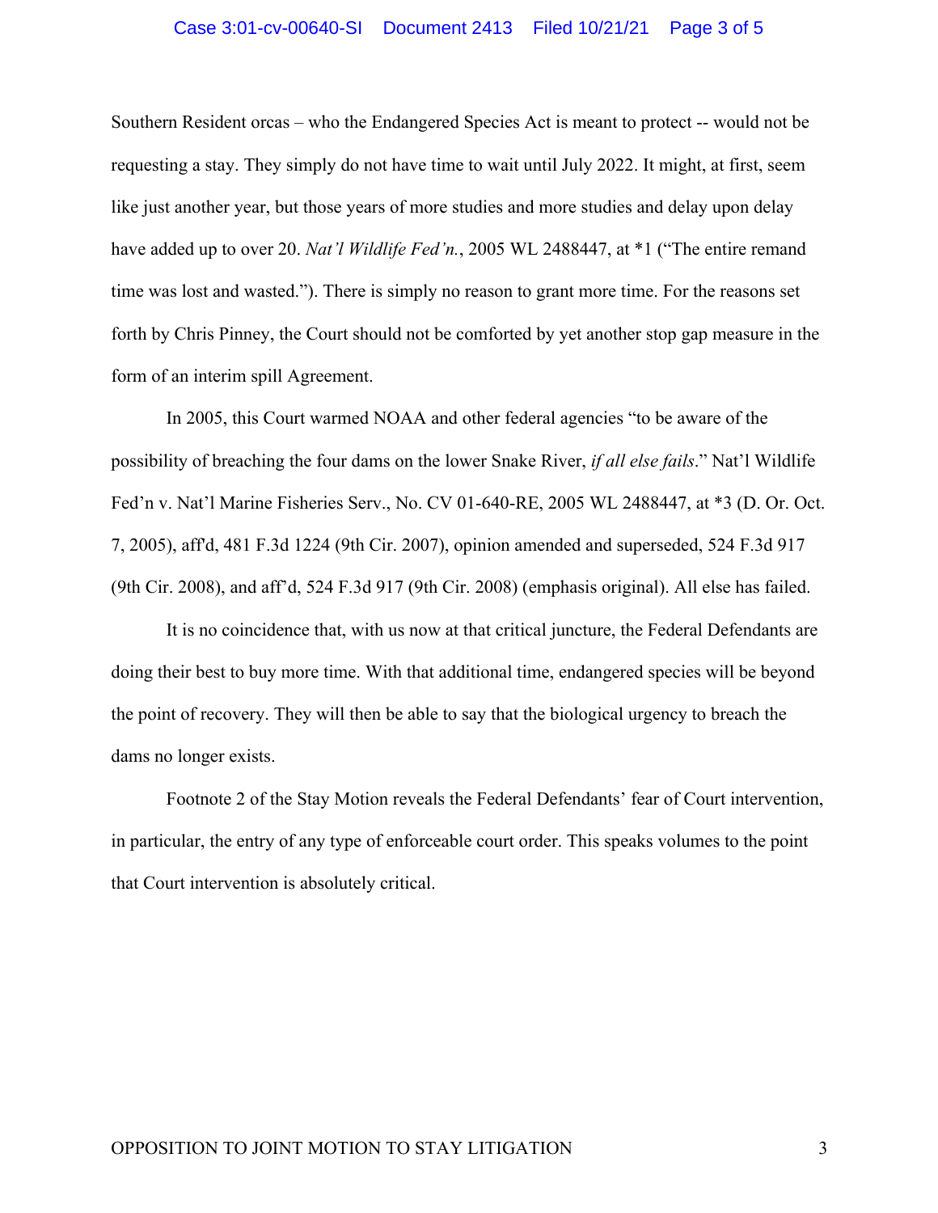Southern Resident orcas – who the Endangered Species Act is meant to protect -- would not be requesting a stay. They simply do not have time to wait until July 2022. It might, at first, seem like just another year, but those years of more studies and more studies and delay upon delay have added up to over 20. *Nat'l Wildlife Fed'n.*, 2005 WL 2488447, at *1 ("The entire remand time was lost and wasted."). There is simply no reason to grant more time. For the reasons set forth by Chris Pinney, the Court should not be comforted by yet another stop gap measure in the form of an interim spill Agreement.

In 2005, this Court warmed NOAA and other federal agencies "to be aware of the possibility of breaching the four dams on the lower Snake River, *if all else fails*." Nat'l Wildlife Fed'n v. Nat'l Marine Fisheries Serv., No. CV 01-640-RE, 2005 WL 2488447, at *3 (D. Or. Oct. 7, 2005), aff'd, 481 F.3d 1224 (9th Cir. 2007), opinion amended and superseded, 524 F.3d 917 (9th Cir. 2008), and aff'd, 524 F.3d 917 (9th Cir. 2008) (emphasis original). All else has failed.

It is no coincidence that, with us now at that critical juncture, the Federal Defendants are doing their best to buy more time. With that additional time, endangered species will be beyond the point of recovery. They will then be able to say that the biological urgency to breach the dams no longer exists.

Footnote 2 of the Stay Motion reveals the Federal Defendants' fear of Court intervention, in particular, the entry of any type of enforceable court order. This speaks volumes to the point that Court intervention is absolutely critical.

OPPOSITION TO JOINT MOTION TO STAY LITIGATION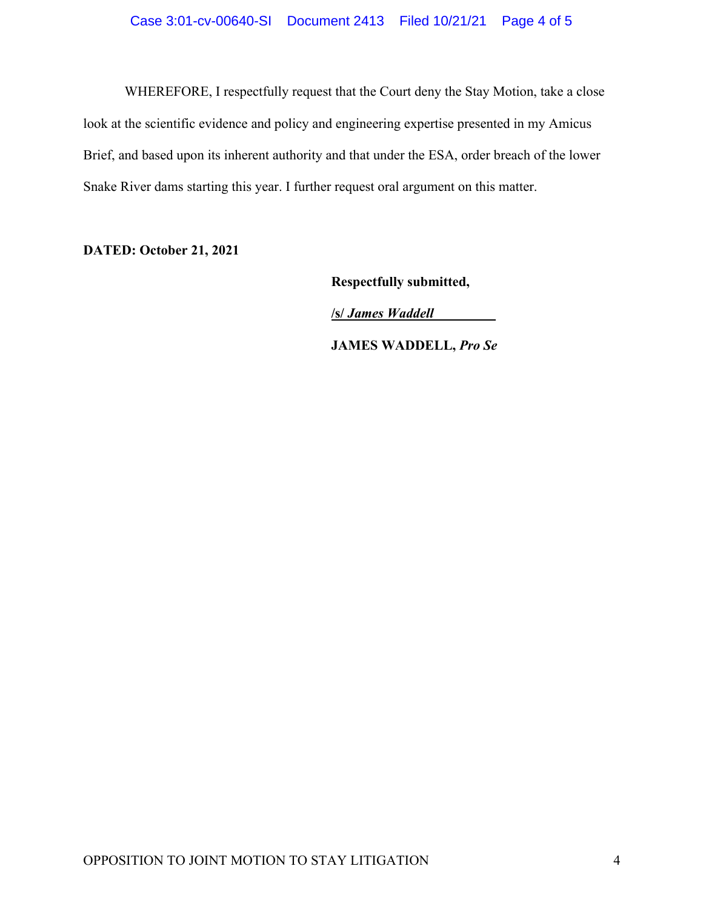WHEREFORE, I respectfully request that the Court deny the Stay Motion, take a close look at the scientific evidence and policy and engineering expertise presented in my Amicus Brief, and based upon its inherent authority and that under the ESA, order breach of the lower Snake River dams starting this year. I further request oral argument on this matter.

**DATED: October 21, 2021**

**Respectfully submitted,**

**/s/ *James Waddell***

**JAMES WADDELL, *Pro Se***

OPPOSITION TO JOINT MOTION TO STAY LITIGATION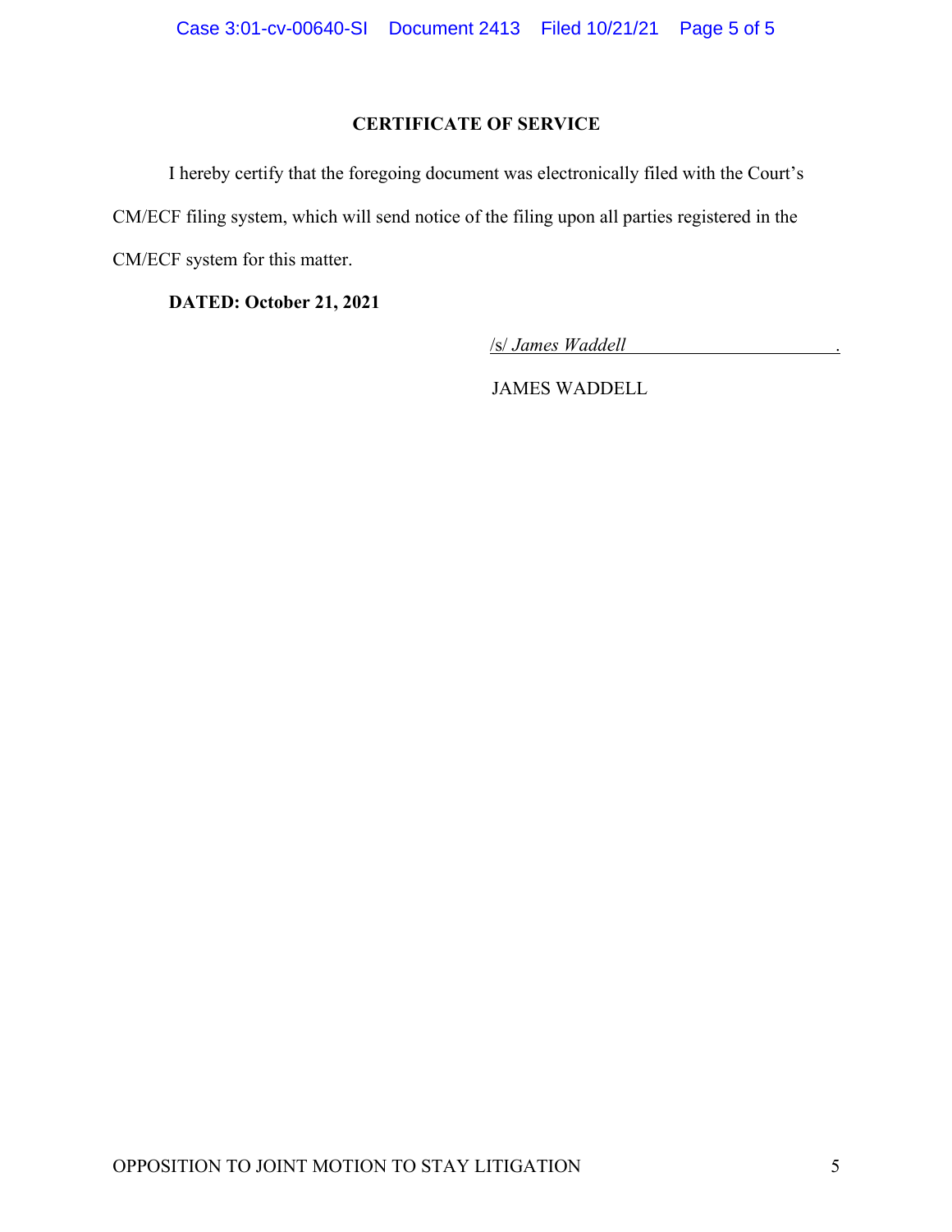## CERTIFICATE OF SERVICE

I hereby certify that the foregoing document was electronically filed with the Court's CM/ECF filing system, which will send notice of the filing upon all parties registered in the CM/ECF system for this matter.

**DATED: October 21, 2021**

/s/ *James Waddell* .

JAMES WADDELL